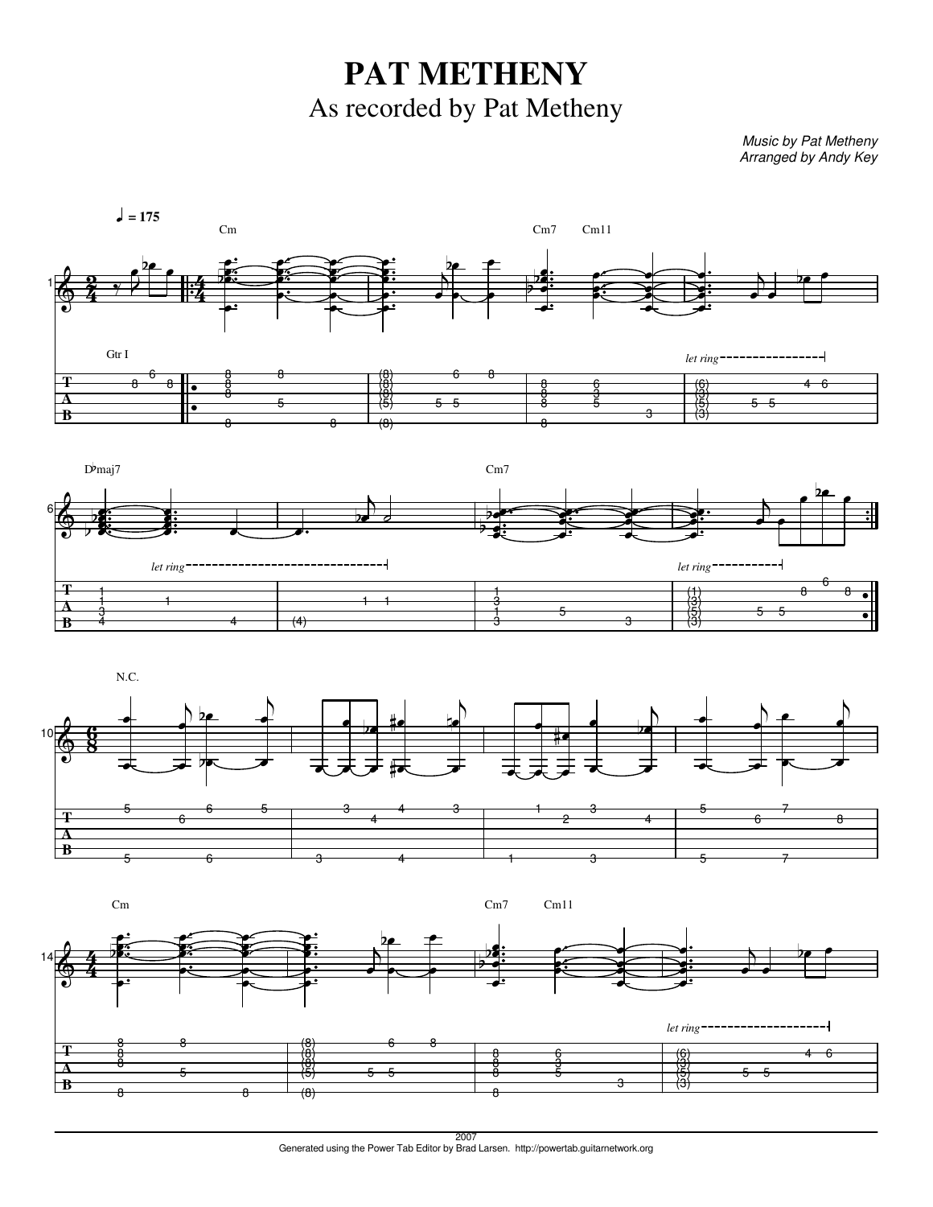# PAT METHENY

## As recorded by Pat Metheny

*Music by Pat Metheny*
*Arranged by Andy Key*

2007

Generated using the Power Tab Editor by Brad Larsen. http://powertab.guitarnetwork.org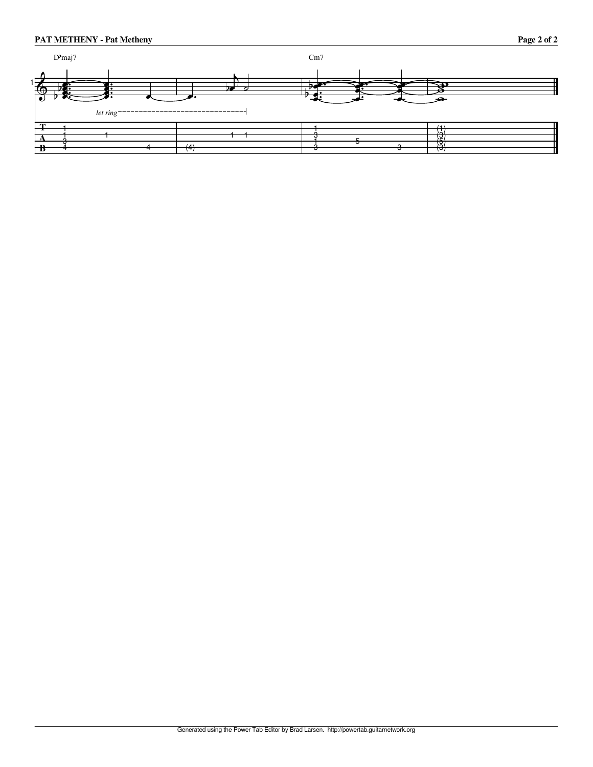D♭maj7

Cm7

*let ring*

Generated using the Power Tab Editor by Brad Larsen. http://powertab.guitarnetwork.org